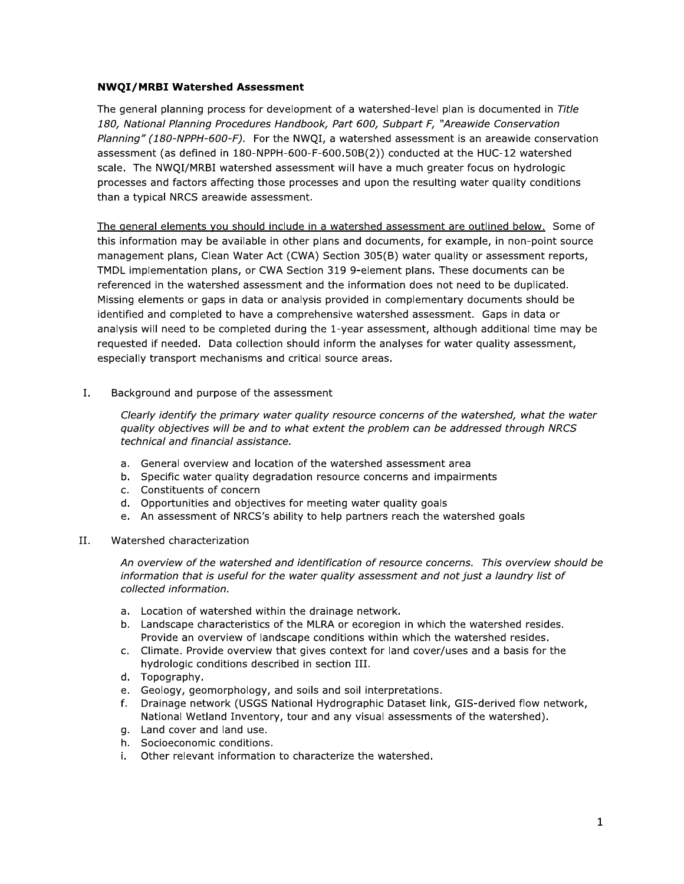**NWQI/MRBI Watershed Assessment**

The general planning process for development of a watershed-level plan is documented in *Title 180, National Planning Procedures Handbook, Part 600, Subpart F, "Areawide Conservation Planning" (180-NPPH-600-F).* For the NWQI, a watershed assessment is an areawide conservation assessment (as defined in 180-NPPH-600-F-600.50B(2)) conducted at the HUC-12 watershed scale. The NWQI/MRBI watershed assessment will have a much greater focus on hydrologic processes and factors affecting those processes and upon the resulting water quality conditions than a typical NRCS areawide assessment.

<u>The general elements you should include in a watershed assessment are outlined below.</u> Some of this information may be available in other plans and documents, for example, in non-point source management plans, Clean Water Act (CWA) Section 305(B) water quality or assessment reports, TMDL implementation plans, or CWA Section 319 9-element plans. These documents can be referenced in the watershed assessment and the information does not need to be duplicated. Missing elements or gaps in data or analysis provided in complementary documents should be identified and completed to have a comprehensive watershed assessment. Gaps in data or analysis will need to be completed during the 1-year assessment, although additional time may be requested if needed. Data collection should inform the analyses for water quality assessment, especially transport mechanisms and critical source areas.

I. Background and purpose of the assessment

   *Clearly identify the primary water quality resource concerns of the watershed, what the water quality objectives will be and to what extent the problem can be addressed through NRCS technical and financial assistance.*

   a. General overview and location of the watershed assessment area
   b. Specific water quality degradation resource concerns and impairments
   c. Constituents of concern
   d. Opportunities and objectives for meeting water quality goals
   e. An assessment of NRCS's ability to help partners reach the watershed goals

II. Watershed characterization

   *An overview of the watershed and identification of resource concerns. This overview should be information that is useful for the water quality assessment and not just a laundry list of collected information.*

   a. Location of watershed within the drainage network.
   b. Landscape characteristics of the MLRA or ecoregion in which the watershed resides. Provide an overview of landscape conditions within which the watershed resides.
   c. Climate. Provide overview that gives context for land cover/uses and a basis for the hydrologic conditions described in section III.
   d. Topography.
   e. Geology, geomorphology, and soils and soil interpretations.
   f. Drainage network (USGS National Hydrographic Dataset link, GIS-derived flow network, National Wetland Inventory, tour and any visual assessments of the watershed).
   g. Land cover and land use.
   h. Socioeconomic conditions.
   i. Other relevant information to characterize the watershed.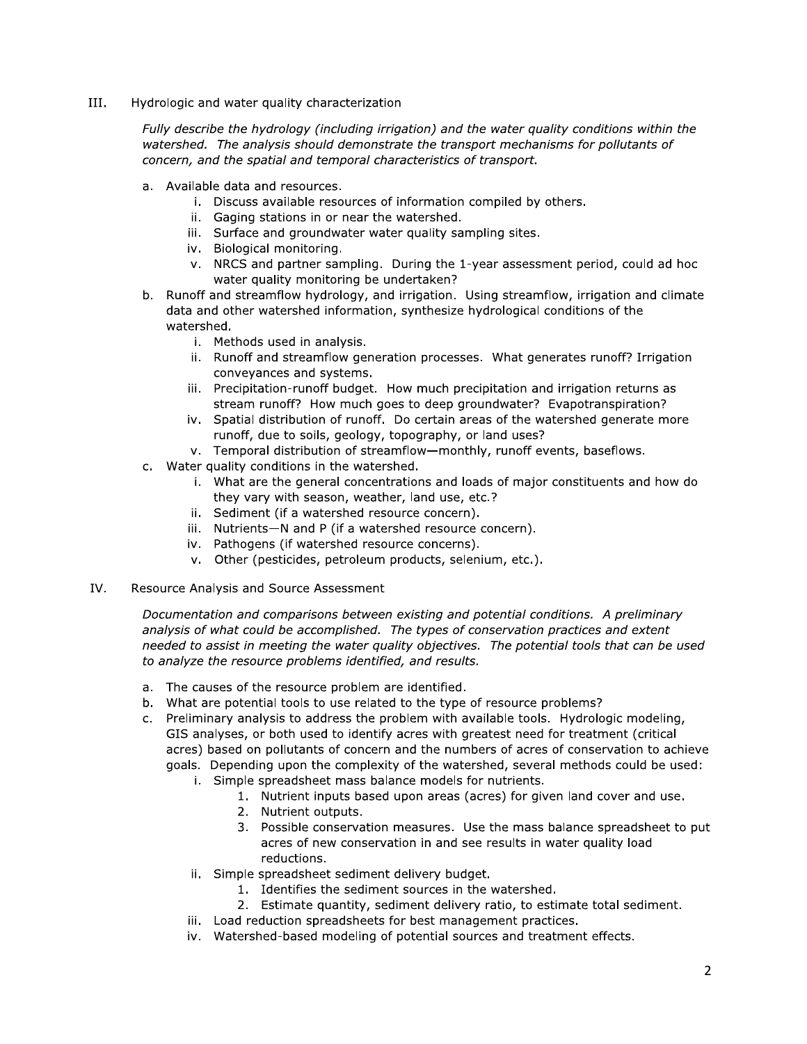## III. Hydrologic and water quality characterization

*Fully describe the hydrology (including irrigation) and the water quality conditions within the watershed. The analysis should demonstrate the transport mechanisms for pollutants of concern, and the spatial and temporal characteristics of transport.*

a. Available data and resources.
   i. Discuss available resources of information compiled by others.
   ii. Gaging stations in or near the watershed.
   iii. Surface and groundwater water quality sampling sites.
   iv. Biological monitoring.
   v. NRCS and partner sampling. During the 1-year assessment period, could ad hoc water quality monitoring be undertaken?
b. Runoff and streamflow hydrology, and irrigation. Using streamflow, irrigation and climate data and other watershed information, synthesize hydrological conditions of the watershed.
   i. Methods used in analysis.
   ii. Runoff and streamflow generation processes. What generates runoff? Irrigation conveyances and systems.
   iii. Precipitation-runoff budget. How much precipitation and irrigation returns as stream runoff? How much goes to deep groundwater? Evapotranspiration?
   iv. Spatial distribution of runoff. Do certain areas of the watershed generate more runoff, due to soils, geology, topography, or land uses?
   v. Temporal distribution of streamflow—monthly, runoff events, baseflows.
c. Water quality conditions in the watershed.
   i. What are the general concentrations and loads of major constituents and how do they vary with season, weather, land use, etc.?
   ii. Sediment (if a watershed resource concern).
   iii. Nutrients—N and P (if a watershed resource concern).
   iv. Pathogens (if watershed resource concerns).
   v. Other (pesticides, petroleum products, selenium, etc.).

## IV. Resource Analysis and Source Assessment

*Documentation and comparisons between existing and potential conditions. A preliminary analysis of what could be accomplished. The types of conservation practices and extent needed to assist in meeting the water quality objectives. The potential tools that can be used to analyze the resource problems identified, and results.*

a. The causes of the resource problem are identified.
b. What are potential tools to use related to the type of resource problems?
c. Preliminary analysis to address the problem with available tools. Hydrologic modeling, GIS analyses, or both used to identify acres with greatest need for treatment (critical acres) based on pollutants of concern and the numbers of acres of conservation to achieve goals. Depending upon the complexity of the watershed, several methods could be used:
   i. Simple spreadsheet mass balance models for nutrients.
      1. Nutrient inputs based upon areas (acres) for given land cover and use.
      2. Nutrient outputs.
      3. Possible conservation measures. Use the mass balance spreadsheet to put acres of new conservation in and see results in water quality load reductions.
   ii. Simple spreadsheet sediment delivery budget.
      1. Identifies the sediment sources in the watershed.
      2. Estimate quantity, sediment delivery ratio, to estimate total sediment.
   iii. Load reduction spreadsheets for best management practices.
   iv. Watershed-based modeling of potential sources and treatment effects.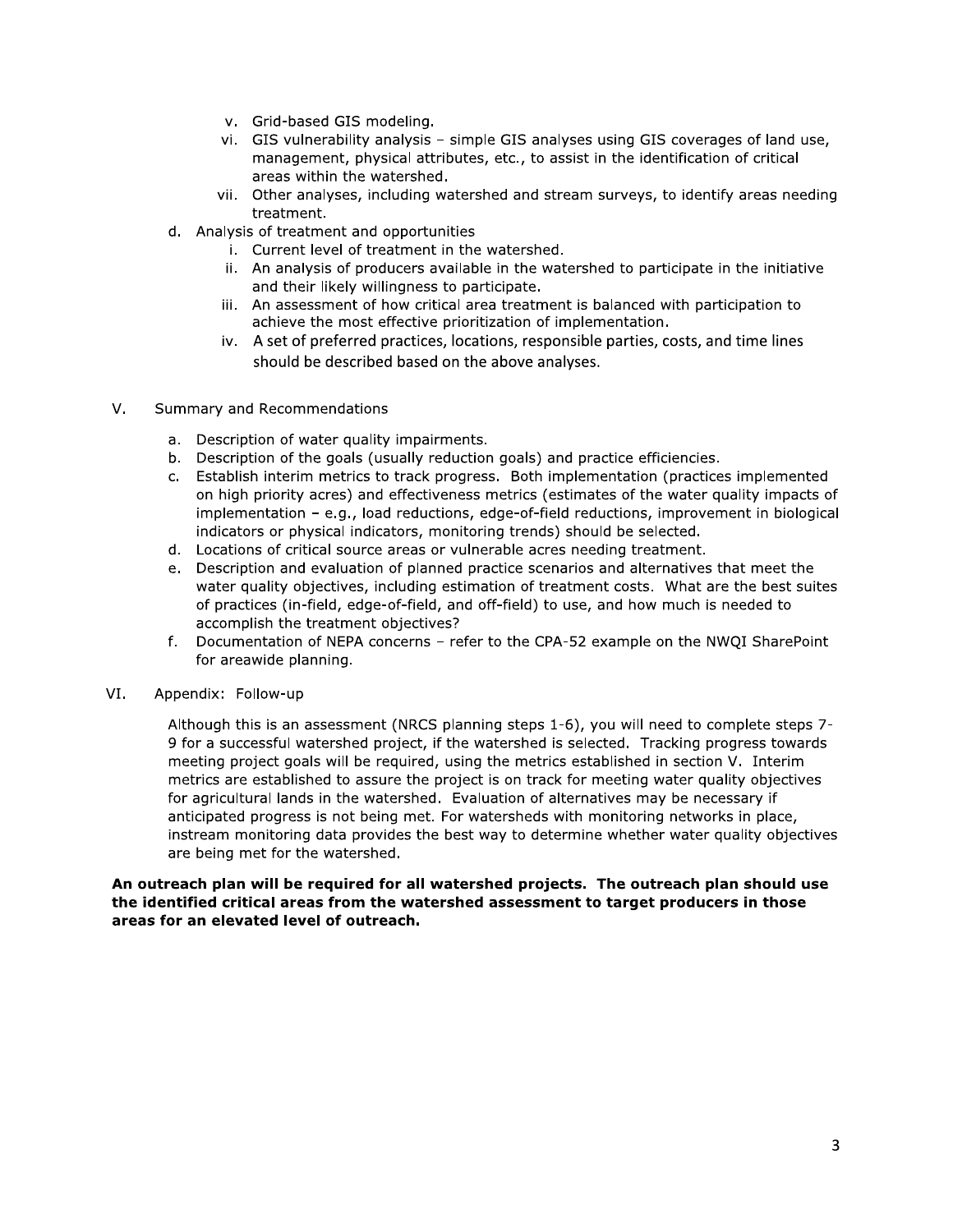v. Grid-based GIS modeling.
vi. GIS vulnerability analysis – simple GIS analyses using GIS coverages of land use, management, physical attributes, etc., to assist in the identification of critical areas within the watershed.
vii. Other analyses, including watershed and stream surveys, to identify areas needing treatment.

d. Analysis of treatment and opportunities
   i. Current level of treatment in the watershed.
   ii. An analysis of producers available in the watershed to participate in the initiative and their likely willingness to participate.
   iii. An assessment of how critical area treatment is balanced with participation to achieve the most effective prioritization of implementation.
   iv. A set of preferred practices, locations, responsible parties, costs, and time lines should be described based on the above analyses.

## V. Summary and Recommendations

a. Description of water quality impairments.
b. Description of the goals (usually reduction goals) and practice efficiencies.
c. Establish interim metrics to track progress. Both implementation (practices implemented on high priority acres) and effectiveness metrics (estimates of the water quality impacts of implementation – e.g., load reductions, edge-of-field reductions, improvement in biological indicators or physical indicators, monitoring trends) should be selected.
d. Locations of critical source areas or vulnerable acres needing treatment.
e. Description and evaluation of planned practice scenarios and alternatives that meet the water quality objectives, including estimation of treatment costs. What are the best suites of practices (in-field, edge-of-field, and off-field) to use, and how much is needed to accomplish the treatment objectives?
f. Documentation of NEPA concerns – refer to the CPA-52 example on the NWQI SharePoint for areawide planning.

## VI. Appendix: Follow-up

Although this is an assessment (NRCS planning steps 1-6), you will need to complete steps 7-9 for a successful watershed project, if the watershed is selected. Tracking progress towards meeting project goals will be required, using the metrics established in section V. Interim metrics are established to assure the project is on track for meeting water quality objectives for agricultural lands in the watershed. Evaluation of alternatives may be necessary if anticipated progress is not being met. For watersheds with monitoring networks in place, instream monitoring data provides the best way to determine whether water quality objectives are being met for the watershed.

**An outreach plan will be required for all watershed projects. The outreach plan should use the identified critical areas from the watershed assessment to target producers in those areas for an elevated level of outreach.**